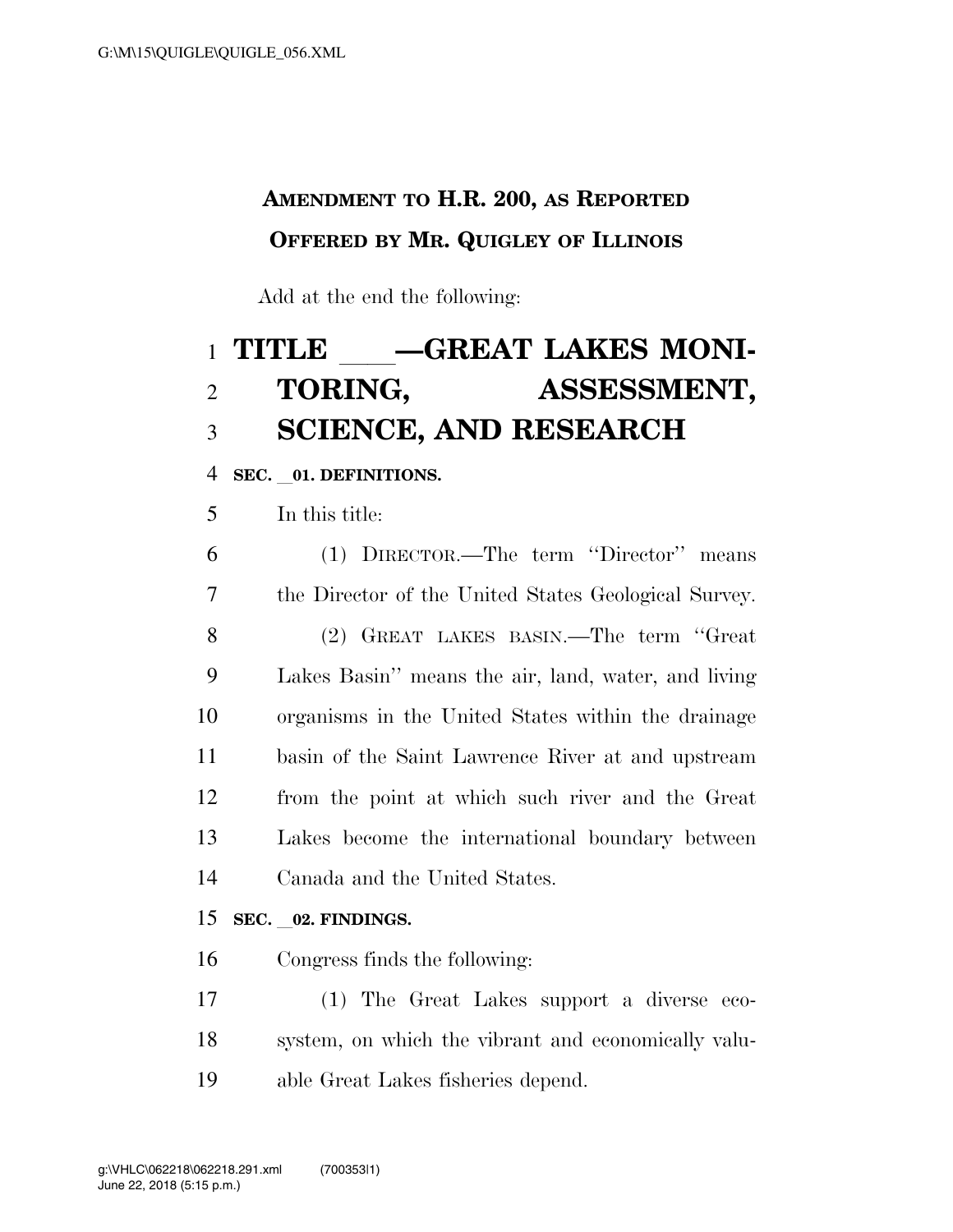**AMENDMENT TO H.R. 200, AS REPORTED**

**OFFERED BY MR. QUIGLEY OF ILLINOIS**

Add at the end the following:

# TITLE \_\_\_\_—GREAT LAKES MONITORING, ASSESSMENT, SCIENCE, AND RESEARCH

**SEC. \_\_01. DEFINITIONS.**

In this title:

(1) DIRECTOR.—The term "Director" means the Director of the United States Geological Survey.

(2) GREAT LAKES BASIN.—The term "Great Lakes Basin" means the air, land, water, and living organisms in the United States within the drainage basin of the Saint Lawrence River at and upstream from the point at which such river and the Great Lakes become the international boundary between Canada and the United States.

**SEC. \_\_02. FINDINGS.**

Congress finds the following:

(1) The Great Lakes support a diverse ecosystem, on which the vibrant and economically valuable Great Lakes fisheries depend.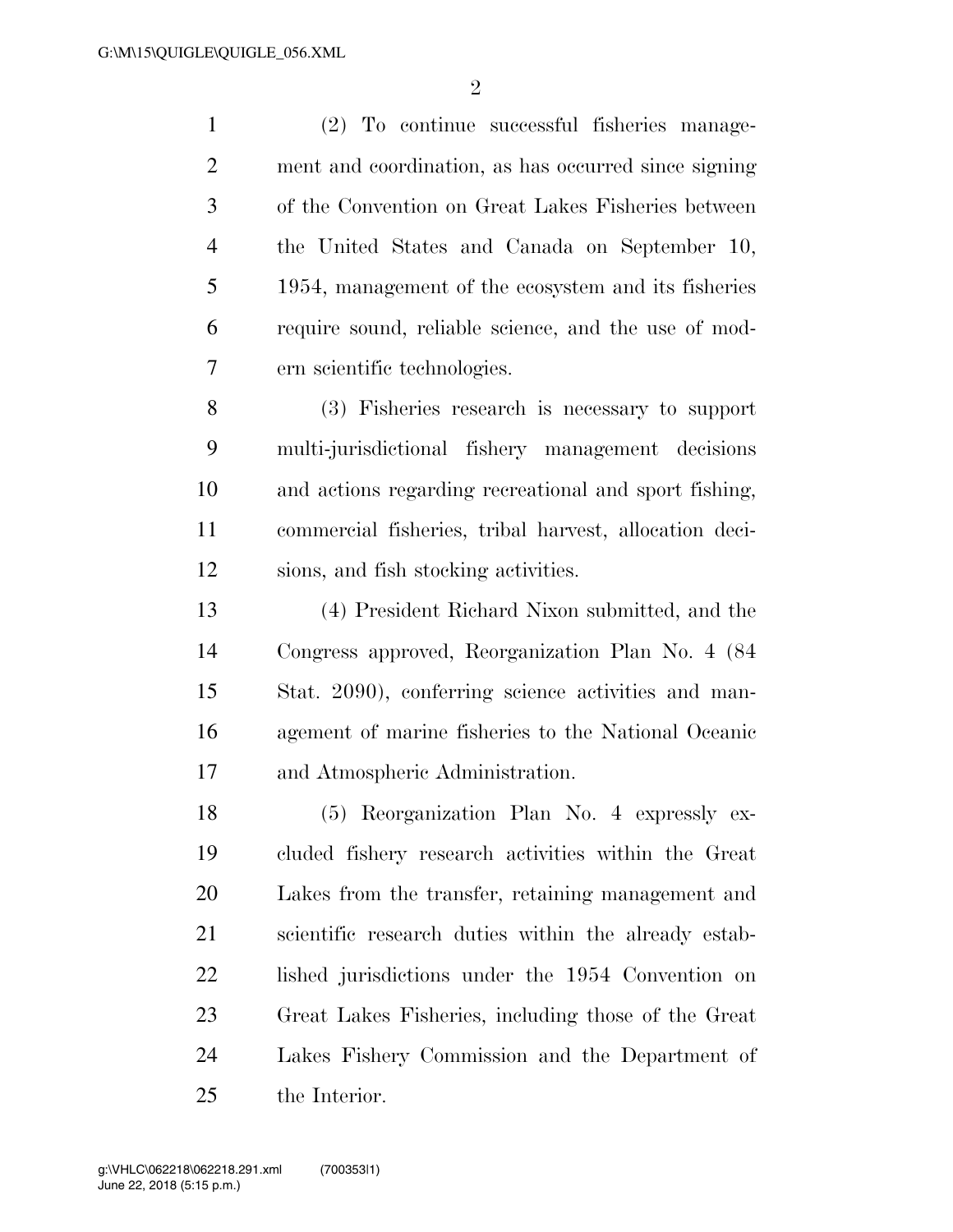(2) To continue successful fisheries management and coordination, as has occurred since signing of the Convention on Great Lakes Fisheries between the United States and Canada on September 10, 1954, management of the ecosystem and its fisheries require sound, reliable science, and the use of modern scientific technologies.

(3) Fisheries research is necessary to support multi-jurisdictional fishery management decisions and actions regarding recreational and sport fishing, commercial fisheries, tribal harvest, allocation decisions, and fish stocking activities.

(4) President Richard Nixon submitted, and the Congress approved, Reorganization Plan No. 4 (84 Stat. 2090), conferring science activities and management of marine fisheries to the National Oceanic and Atmospheric Administration.

(5) Reorganization Plan No. 4 expressly excluded fishery research activities within the Great Lakes from the transfer, retaining management and scientific research duties within the already established jurisdictions under the 1954 Convention on Great Lakes Fisheries, including those of the Great Lakes Fishery Commission and the Department of the Interior.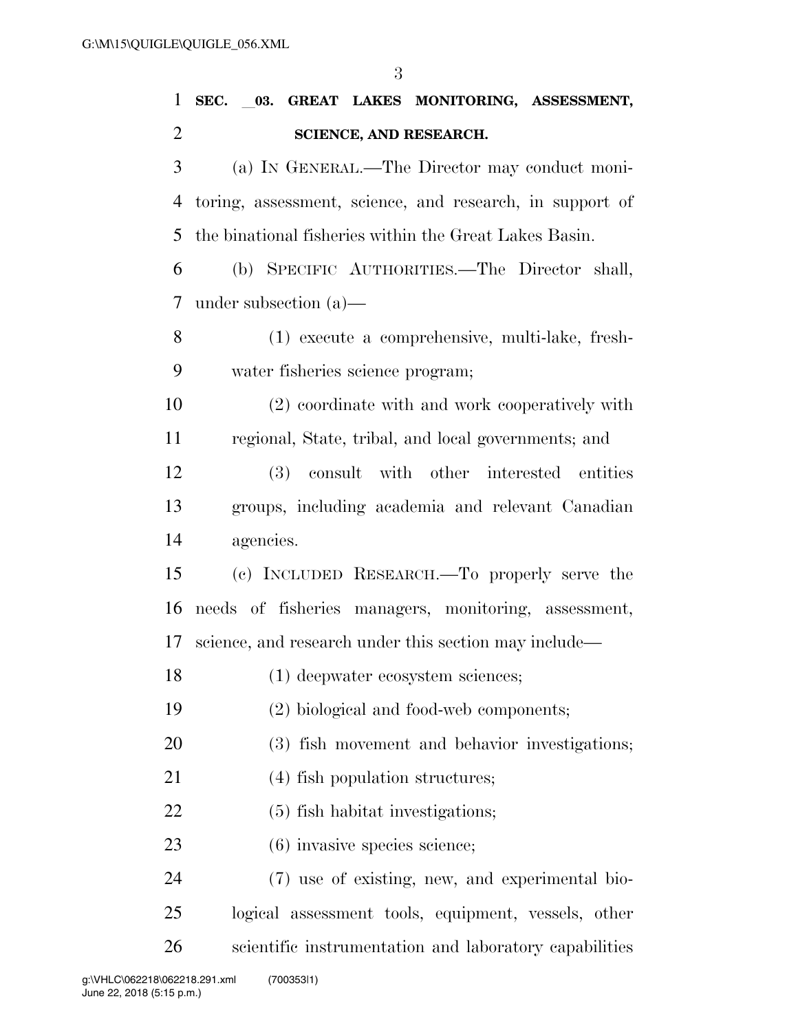**SEC. __03. GREAT LAKES MONITORING, ASSESSMENT, SCIENCE, AND RESEARCH.**

(a) IN GENERAL.—The Director may conduct monitoring, assessment, science, and research, in support of the binational fisheries within the Great Lakes Basin.

(b) SPECIFIC AUTHORITIES.—The Director shall, under subsection (a)—

(1) execute a comprehensive, multi-lake, freshwater fisheries science program;

(2) coordinate with and work cooperatively with regional, State, tribal, and local governments; and

(3) consult with other interested entities groups, including academia and relevant Canadian agencies.

(c) INCLUDED RESEARCH.—To properly serve the needs of fisheries managers, monitoring, assessment, science, and research under this section may include—

(1) deepwater ecosystem sciences;

(2) biological and food-web components;

(3) fish movement and behavior investigations;

(4) fish population structures;

(5) fish habitat investigations;

(6) invasive species science;

(7) use of existing, new, and experimental biological assessment tools, equipment, vessels, other scientific instrumentation and laboratory capabilities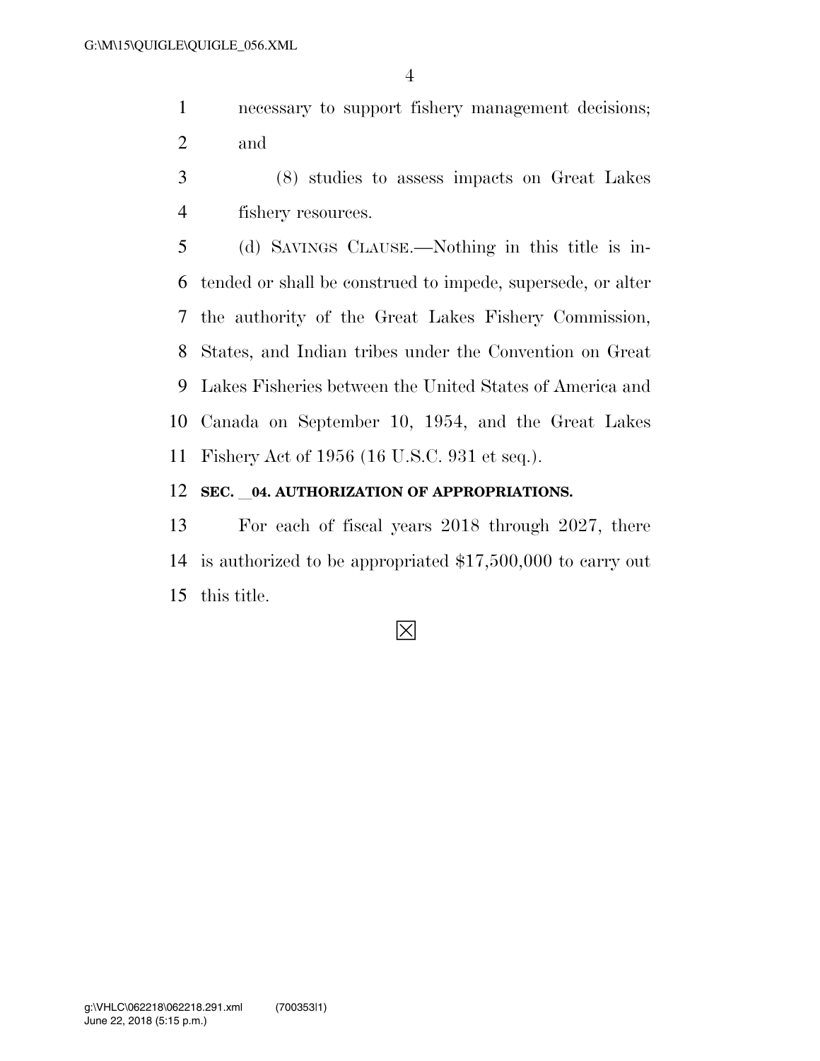necessary to support fishery management decisions; and

(8) studies to assess impacts on Great Lakes fishery resources.

(d) SAVINGS CLAUSE.—Nothing in this title is intended or shall be construed to impede, supersede, or alter the authority of the Great Lakes Fishery Commission, States, and Indian tribes under the Convention on Great Lakes Fisheries between the United States of America and Canada on September 10, 1954, and the Great Lakes Fishery Act of 1956 (16 U.S.C. 931 et seq.).

**SEC. __04. AUTHORIZATION OF APPROPRIATIONS.**

For each of fiscal years 2018 through 2027, there is authorized to be appropriated $17,500,000 to carry out this title.